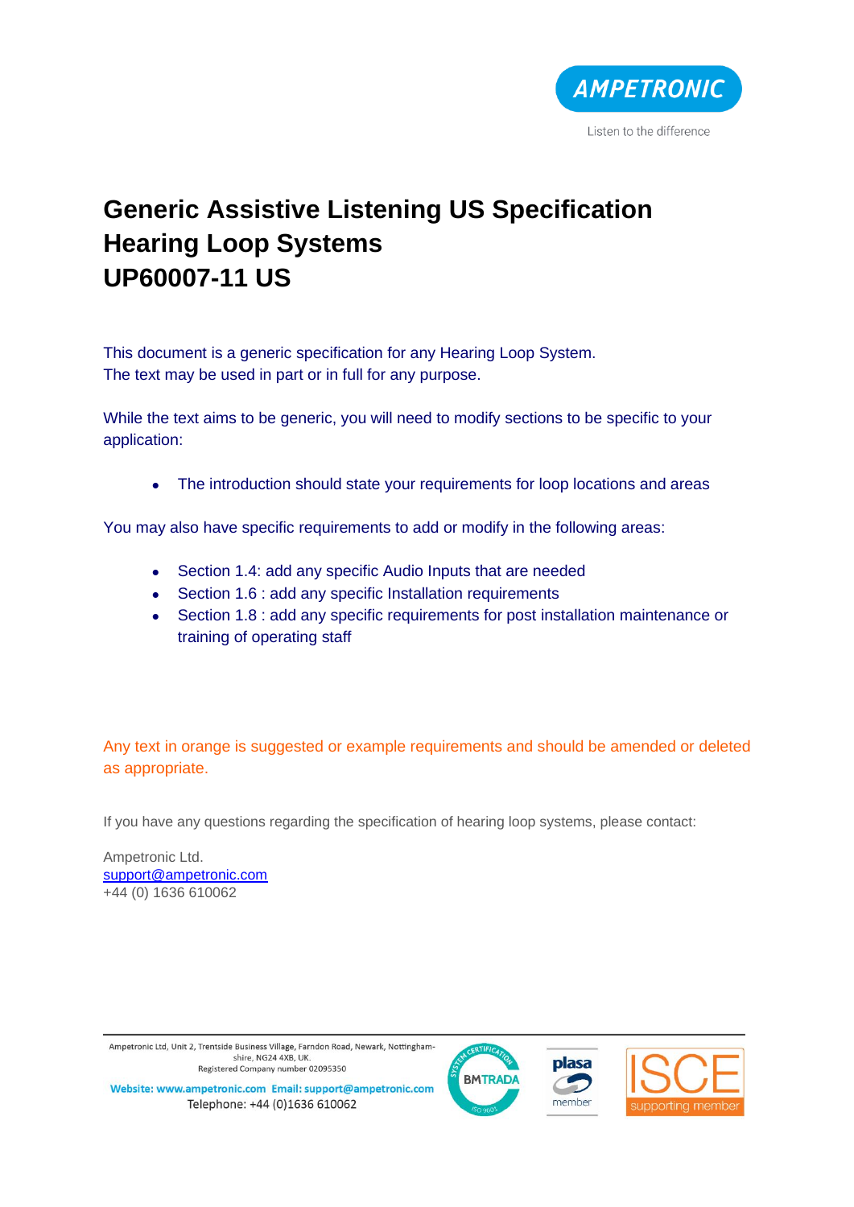# Generic Assistive Listening US Specification Hearing Loop Systems UP60007-11 US

This document is a generic specification for any Hearing Loop System.
The text may be used in part or in full for any purpose.

While the text aims to be generic, you will need to modify sections to be specific to your application:

- The introduction should state your requirements for loop locations and areas

You may also have specific requirements to add or modify in the following areas:

- Section 1.4: add any specific Audio Inputs that are needed
- Section 1.6 : add any specific Installation requirements
- Section 1.8 : add any specific requirements for post installation maintenance or training of operating staff

Any text in orange is suggested or example requirements and should be amended or deleted as appropriate.

If you have any questions regarding the specification of hearing loop systems, please contact:

Ampetronic Ltd.
support@ampetronic.com
+44 (0) 1636 610062

Ampetronic Ltd, Unit 2, Trentside Business Village, Farndon Road, Newark, Nottinghamshire, NG24 4XB, UK.
Registered Company number 02095350

Website: www.ampetronic.com Email: support@ampetronic.com
Telephone: +44 (0)1636 610062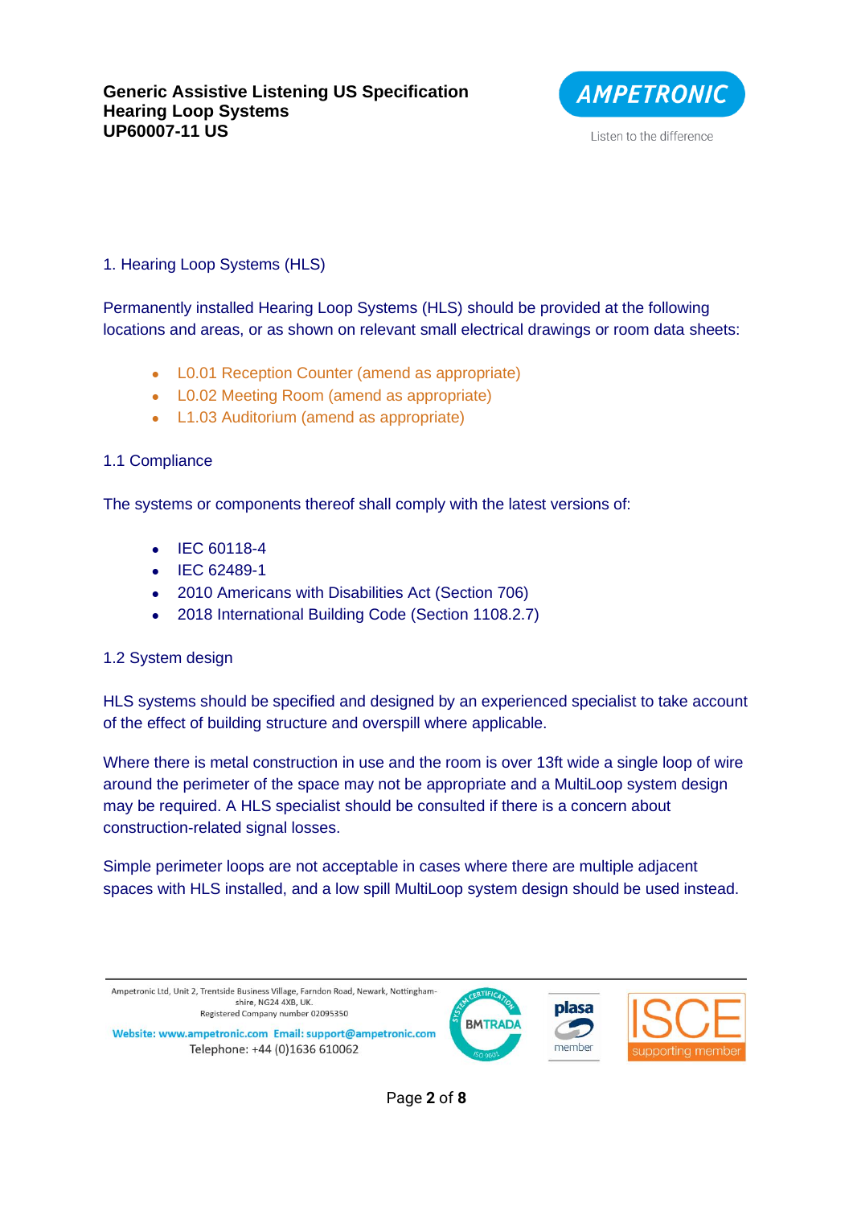## 1. Hearing Loop Systems (HLS)

Permanently installed Hearing Loop Systems (HLS) should be provided at the following locations and areas, or as shown on relevant small electrical drawings or room data sheets:

- L0.01 Reception Counter (amend as appropriate)
- L0.02 Meeting Room (amend as appropriate)
- L1.03 Auditorium (amend as appropriate)

### 1.1 Compliance

The systems or components thereof shall comply with the latest versions of:

- IEC 60118-4
- IEC 62489-1
- 2010 Americans with Disabilities Act (Section 706)
- 2018 International Building Code (Section 1108.2.7)

### 1.2 System design

HLS systems should be specified and designed by an experienced specialist to take account of the effect of building structure and overspill where applicable.

Where there is metal construction in use and the room is over 13ft wide a single loop of wire around the perimeter of the space may not be appropriate and a MultiLoop system design may be required. A HLS specialist should be consulted if there is a concern about construction-related signal losses.

Simple perimeter loops are not acceptable in cases where there are multiple adjacent spaces with HLS installed, and a low spill MultiLoop system design should be used instead.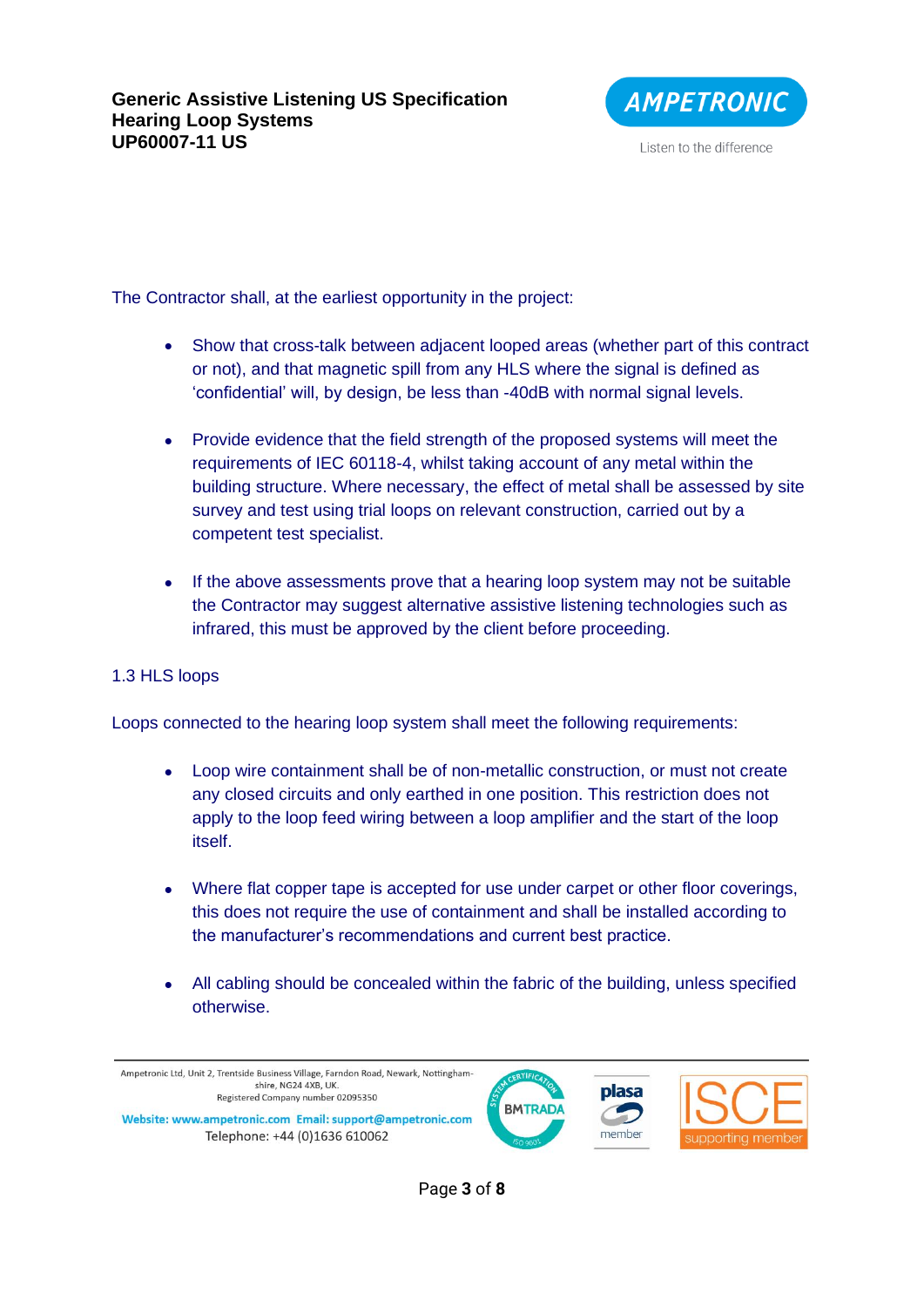The Contractor shall, at the earliest opportunity in the project:

- Show that cross-talk between adjacent looped areas (whether part of this contract or not), and that magnetic spill from any HLS where the signal is defined as 'confidential' will, by design, be less than -40dB with normal signal levels.

- Provide evidence that the field strength of the proposed systems will meet the requirements of IEC 60118-4, whilst taking account of any metal within the building structure. Where necessary, the effect of metal shall be assessed by site survey and test using trial loops on relevant construction, carried out by a competent test specialist.

- If the above assessments prove that a hearing loop system may not be suitable the Contractor may suggest alternative assistive listening technologies such as infrared, this must be approved by the client before proceeding.

## 1.3 HLS loops

Loops connected to the hearing loop system shall meet the following requirements:

- Loop wire containment shall be of non-metallic construction, or must not create any closed circuits and only earthed in one position. This restriction does not apply to the loop feed wiring between a loop amplifier and the start of the loop itself.

- Where flat copper tape is accepted for use under carpet or other floor coverings, this does not require the use of containment and shall be installed according to the manufacturer's recommendations and current best practice.

- All cabling should be concealed within the fabric of the building, unless specified otherwise.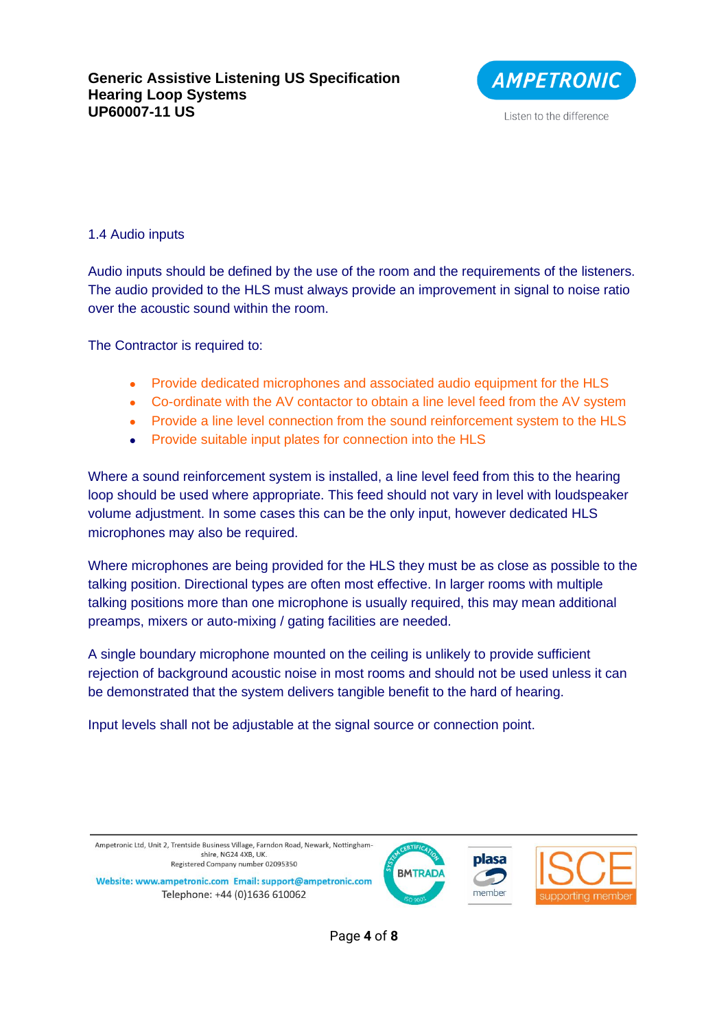### 1.4 Audio inputs

Audio inputs should be defined by the use of the room and the requirements of the listeners. The audio provided to the HLS must always provide an improvement in signal to noise ratio over the acoustic sound within the room.

The Contractor is required to:

- Provide dedicated microphones and associated audio equipment for the HLS
- Co-ordinate with the AV contactor to obtain a line level feed from the AV system
- Provide a line level connection from the sound reinforcement system to the HLS
- Provide suitable input plates for connection into the HLS

Where a sound reinforcement system is installed, a line level feed from this to the hearing loop should be used where appropriate. This feed should not vary in level with loudspeaker volume adjustment. In some cases this can be the only input, however dedicated HLS microphones may also be required.

Where microphones are being provided for the HLS they must be as close as possible to the talking position. Directional types are often most effective. In larger rooms with multiple talking positions more than one microphone is usually required, this may mean additional preamps, mixers or auto-mixing / gating facilities are needed.

A single boundary microphone mounted on the ceiling is unlikely to provide sufficient rejection of background acoustic noise in most rooms and should not be used unless it can be demonstrated that the system delivers tangible benefit to the hard of hearing.

Input levels shall not be adjustable at the signal source or connection point.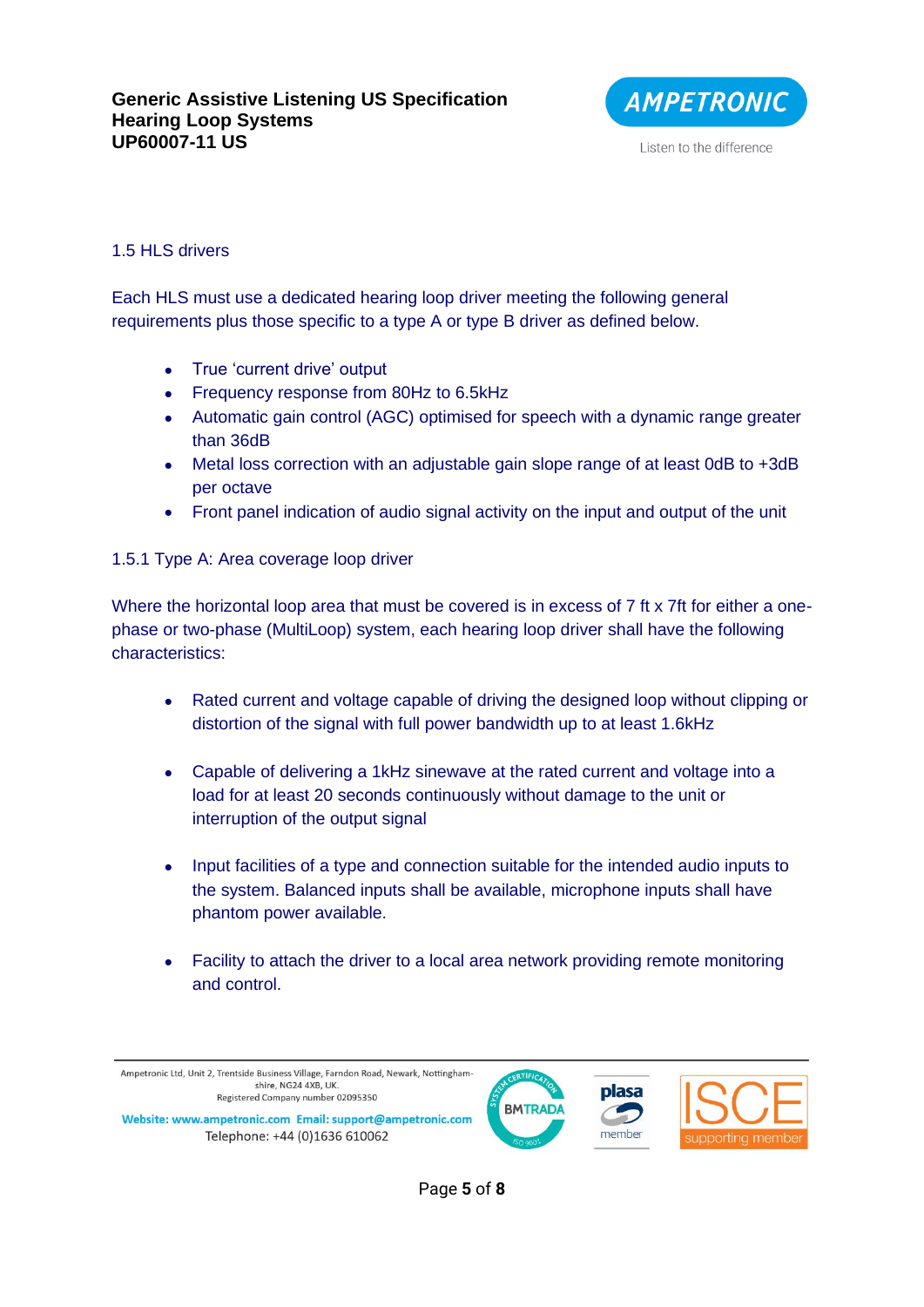## 1.5 HLS drivers

Each HLS must use a dedicated hearing loop driver meeting the following general requirements plus those specific to a type A or type B driver as defined below.

- True 'current drive' output
- Frequency response from 80Hz to 6.5kHz
- Automatic gain control (AGC) optimised for speech with a dynamic range greater than 36dB
- Metal loss correction with an adjustable gain slope range of at least 0dB to +3dB per octave
- Front panel indication of audio signal activity on the input and output of the unit

### 1.5.1 Type A: Area coverage loop driver

Where the horizontal loop area that must be covered is in excess of 7 ft x 7ft for either a one-phase or two-phase (MultiLoop) system, each hearing loop driver shall have the following characteristics:

- Rated current and voltage capable of driving the designed loop without clipping or distortion of the signal with full power bandwidth up to at least 1.6kHz

- Capable of delivering a 1kHz sinewave at the rated current and voltage into a load for at least 20 seconds continuously without damage to the unit or interruption of the output signal

- Input facilities of a type and connection suitable for the intended audio inputs to the system. Balanced inputs shall be available, microphone inputs shall have phantom power available.

- Facility to attach the driver to a local area network providing remote monitoring and control.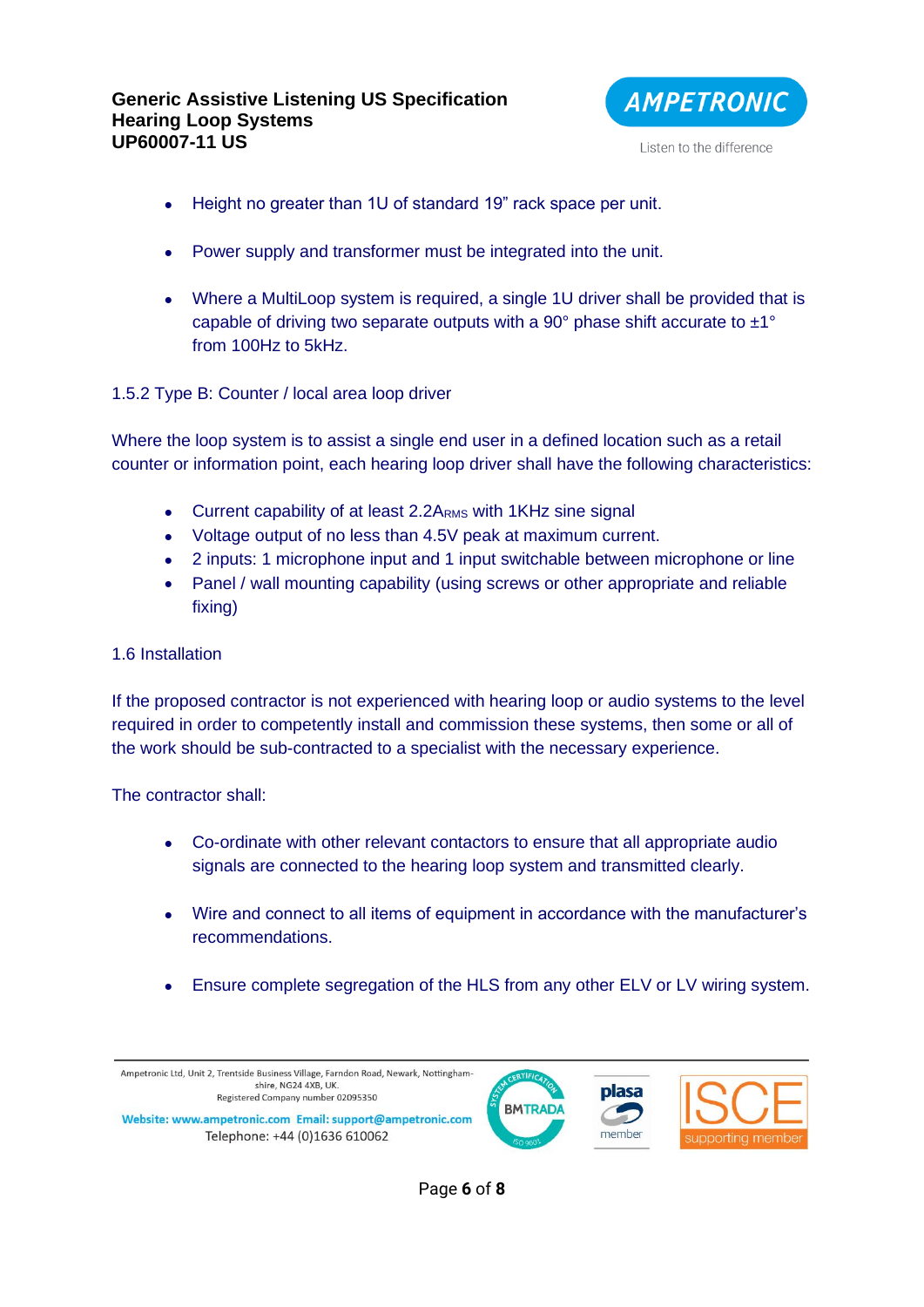- Height no greater than 1U of standard 19” rack space per unit.

- Power supply and transformer must be integrated into the unit.

- Where a MultiLoop system is required, a single 1U driver shall be provided that is capable of driving two separate outputs with a 90° phase shift accurate to ±1° from 100Hz to 5kHz.

### 1.5.2 Type B: Counter / local area loop driver

Where the loop system is to assist a single end user in a defined location such as a retail counter or information point, each hearing loop driver shall have the following characteristics:

- Current capability of at least $2.2A_{RMS}$ with 1KHz sine signal
- Voltage output of no less than 4.5V peak at maximum current.
- 2 inputs: 1 microphone input and 1 input switchable between microphone or line
- Panel / wall mounting capability (using screws or other appropriate and reliable fixing)

## 1.6 Installation

If the proposed contractor is not experienced with hearing loop or audio systems to the level required in order to competently install and commission these systems, then some or all of the work should be sub-contracted to a specialist with the necessary experience.

The contractor shall:

- Co-ordinate with other relevant contactors to ensure that all appropriate audio signals are connected to the hearing loop system and transmitted clearly.

- Wire and connect to all items of equipment in accordance with the manufacturer’s recommendations.

- Ensure complete segregation of the HLS from any other ELV or LV wiring system.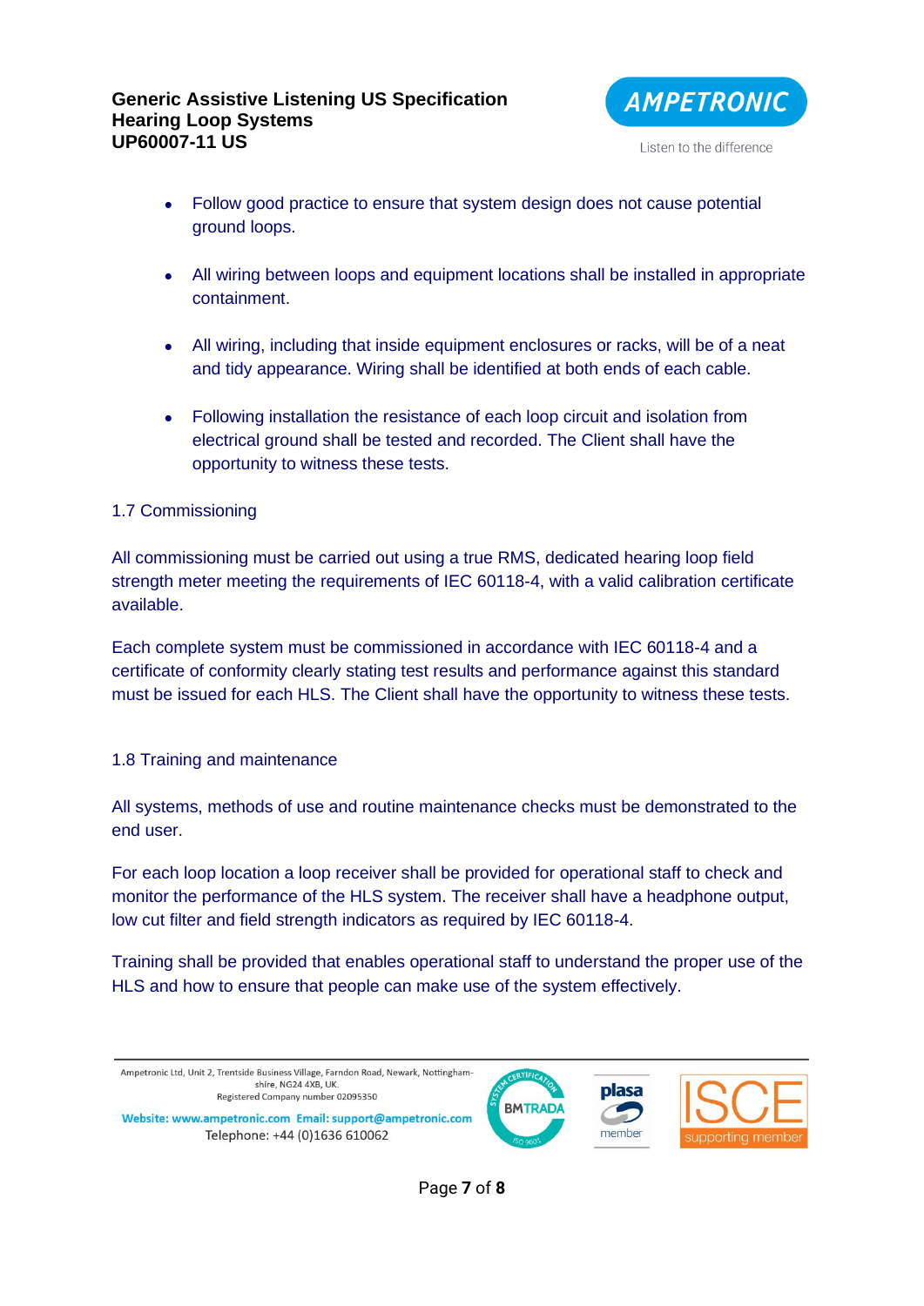- Follow good practice to ensure that system design does not cause potential ground loops.

- All wiring between loops and equipment locations shall be installed in appropriate containment.

- All wiring, including that inside equipment enclosures or racks, will be of a neat and tidy appearance. Wiring shall be identified at both ends of each cable.

- Following installation the resistance of each loop circuit and isolation from electrical ground shall be tested and recorded. The Client shall have the opportunity to witness these tests.

## 1.7 Commissioning

All commissioning must be carried out using a true RMS, dedicated hearing loop field strength meter meeting the requirements of IEC 60118-4, with a valid calibration certificate available.

Each complete system must be commissioned in accordance with IEC 60118-4 and a certificate of conformity clearly stating test results and performance against this standard must be issued for each HLS. The Client shall have the opportunity to witness these tests.

## 1.8 Training and maintenance

All systems, methods of use and routine maintenance checks must be demonstrated to the end user.

For each loop location a loop receiver shall be provided for operational staff to check and monitor the performance of the HLS system. The receiver shall have a headphone output, low cut filter and field strength indicators as required by IEC 60118-4.

Training shall be provided that enables operational staff to understand the proper use of the HLS and how to ensure that people can make use of the system effectively.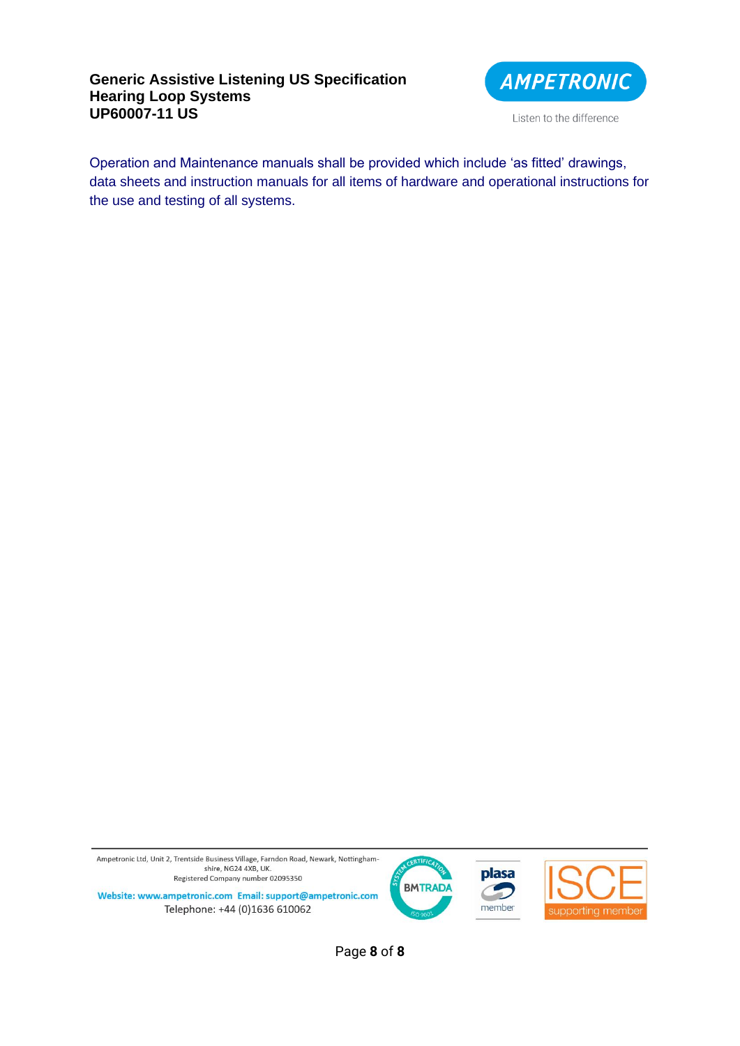Operation and Maintenance manuals shall be provided which include 'as fitted' drawings, data sheets and instruction manuals for all items of hardware and operational instructions for the use and testing of all systems.